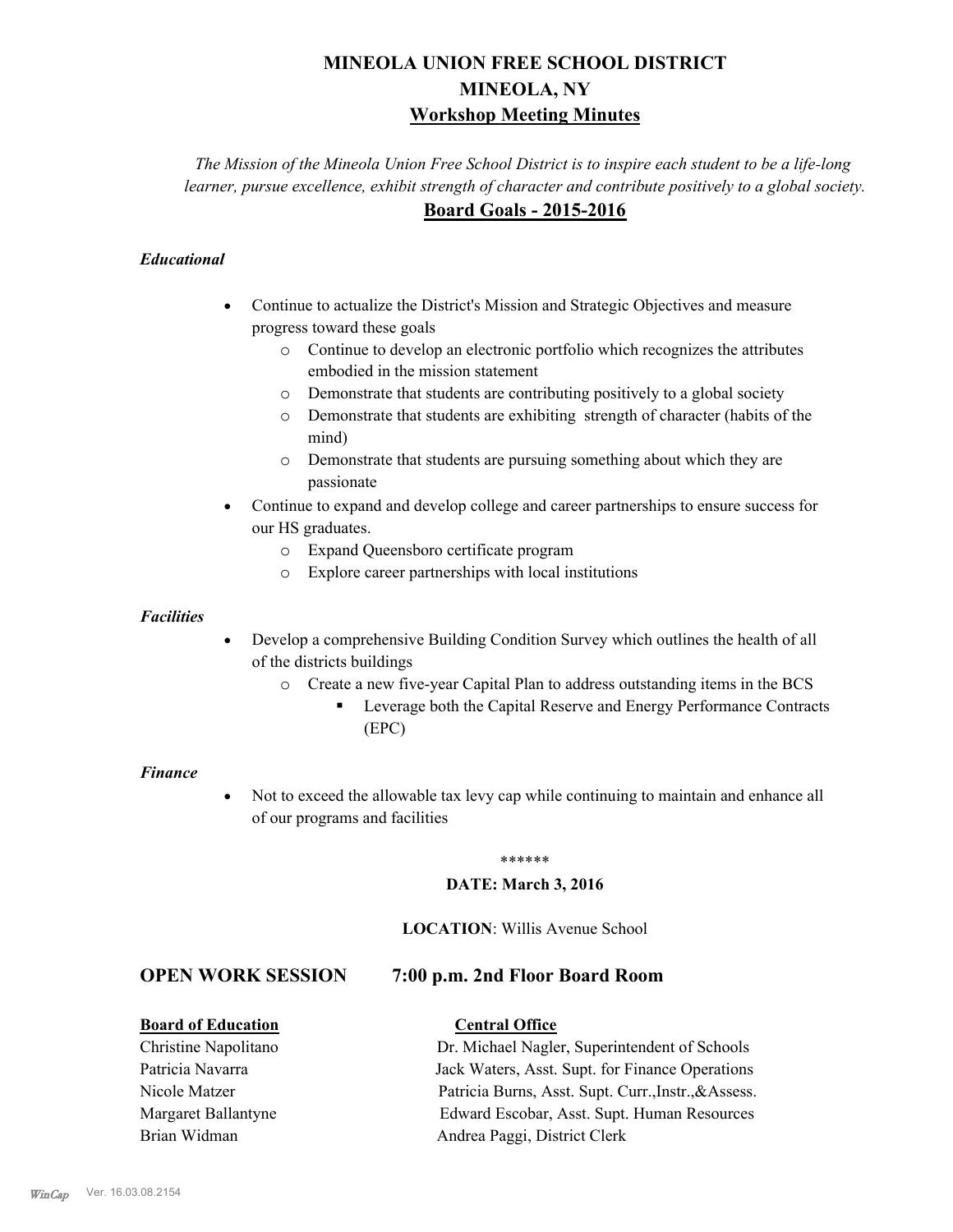# MINEOLA UNION FREE SCHOOL DISTRICT
# MINEOLA, NY
## Workshop Meeting Minutes

*The Mission of the Mineola Union Free School District is to inspire each student to be a life-long learner, pursue excellence, exhibit strength of character and contribute positively to a global society.*

## Board Goals - 2015-2016

### *Educational*

- Continue to actualize the District's Mission and Strategic Objectives and measure progress toward these goals
  - Continue to develop an electronic portfolio which recognizes the attributes embodied in the mission statement
  - Demonstrate that students are contributing positively to a global society
  - Demonstrate that students are exhibiting strength of character (habits of the mind)
  - Demonstrate that students are pursuing something about which they are passionate
- Continue to expand and develop college and career partnerships to ensure success for our HS graduates.
  - Expand Queensboro certificate program
  - Explore career partnerships with local institutions

### *Facilities*

- Develop a comprehensive Building Condition Survey which outlines the health of all of the districts buildings
  - Create a new five-year Capital Plan to address outstanding items in the BCS
    - Leverage both the Capital Reserve and Energy Performance Contracts (EPC)

### *Finance*

- Not to exceed the allowable tax levy cap while continuing to maintain and enhance all of our programs and facilities

\*\*\*\*\*\*

**DATE: March 3, 2016**

**LOCATION**: Willis Avenue School

## OPEN WORK SESSION 7:00 p.m. 2nd Floor Board Room

| **Board of Education** | **Central Office** |
| --- | --- |
| Christine Napolitano | Dr. Michael Nagler, Superintendent of Schools |
| Patricia Navarra | Jack Waters, Asst. Supt. for Finance Operations |
| Nicole Matzer | Patricia Burns, Asst. Supt. Curr.,Instr.,&Assess. |
| Margaret Ballantyne | Edward Escobar, Asst. Supt. Human Resources |
| Brian Widman | Andrea Paggi, District Clerk |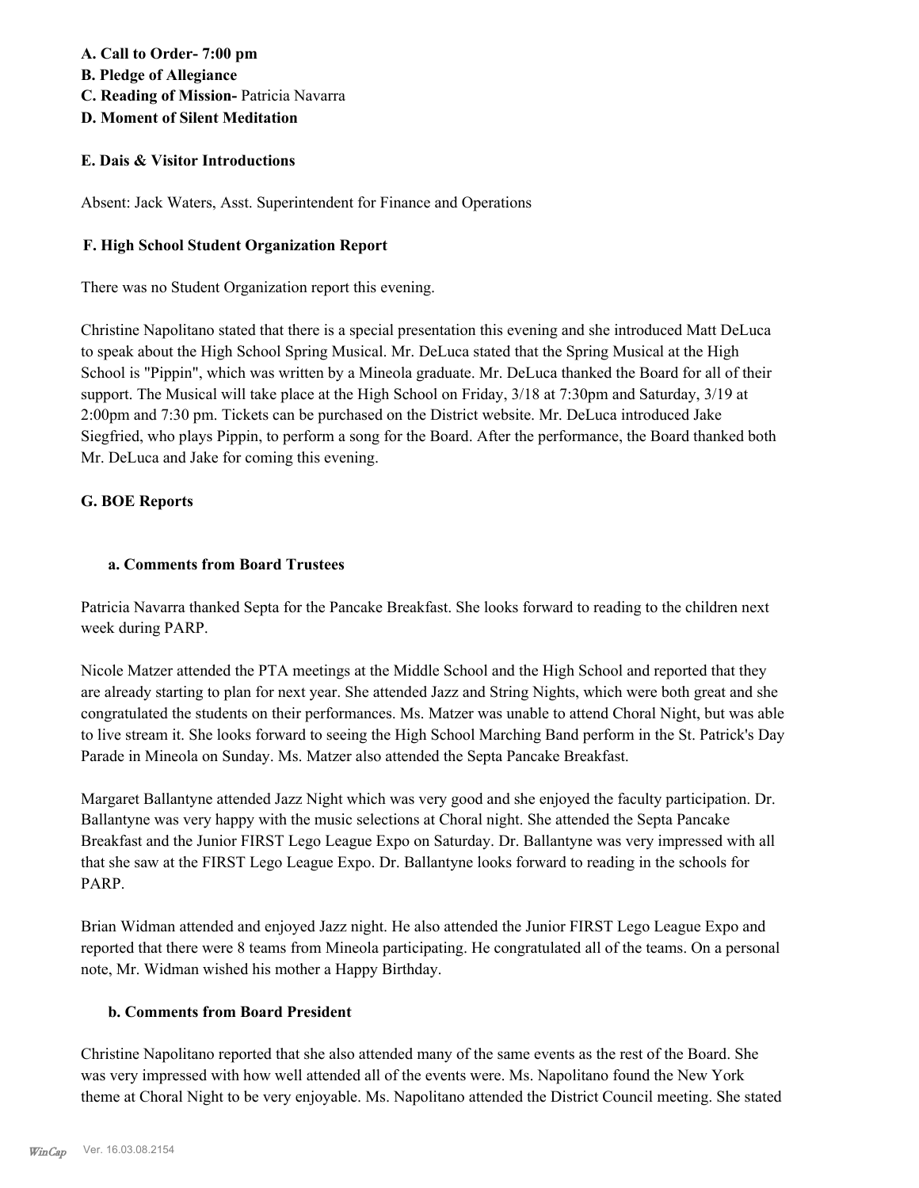**A. Call to Order- 7:00 pm**
**B. Pledge of Allegiance**
**C. Reading of Mission-** Patricia Navarra
**D. Moment of Silent Meditation**

**E. Dais & Visitor Introductions**

Absent: Jack Waters, Asst. Superintendent for Finance and Operations

**F. High School Student Organization Report**

There was no Student Organization report this evening.

Christine Napolitano stated that there is a special presentation this evening and she introduced Matt DeLuca to speak about the High School Spring Musical. Mr. DeLuca stated that the Spring Musical at the High School is "Pippin", which was written by a Mineola graduate. Mr. DeLuca thanked the Board for all of their support. The Musical will take place at the High School on Friday, 3/18 at 7:30pm and Saturday, 3/19 at 2:00pm and 7:30 pm. Tickets can be purchased on the District website. Mr. DeLuca introduced Jake Siegfried, who plays Pippin, to perform a song for the Board. After the performance, the Board thanked both Mr. DeLuca and Jake for coming this evening.

**G. BOE Reports**

**a. Comments from Board Trustees**

Patricia Navarra thanked Septa for the Pancake Breakfast. She looks forward to reading to the children next week during PARP.

Nicole Matzer attended the PTA meetings at the Middle School and the High School and reported that they are already starting to plan for next year. She attended Jazz and String Nights, which were both great and she congratulated the students on their performances. Ms. Matzer was unable to attend Choral Night, but was able to live stream it. She looks forward to seeing the High School Marching Band perform in the St. Patrick's Day Parade in Mineola on Sunday. Ms. Matzer also attended the Septa Pancake Breakfast.

Margaret Ballantyne attended Jazz Night which was very good and she enjoyed the faculty participation. Dr. Ballantyne was very happy with the music selections at Choral night. She attended the Septa Pancake Breakfast and the Junior FIRST Lego League Expo on Saturday. Dr. Ballantyne was very impressed with all that she saw at the FIRST Lego League Expo. Dr. Ballantyne looks forward to reading in the schools for PARP.

Brian Widman attended and enjoyed Jazz night. He also attended the Junior FIRST Lego League Expo and reported that there were 8 teams from Mineola participating. He congratulated all of the teams. On a personal note, Mr. Widman wished his mother a Happy Birthday.

**b. Comments from Board President**

Christine Napolitano reported that she also attended many of the same events as the rest of the Board. She was very impressed with how well attended all of the events were. Ms. Napolitano found the New York theme at Choral Night to be very enjoyable. Ms. Napolitano attended the District Council meeting. She stated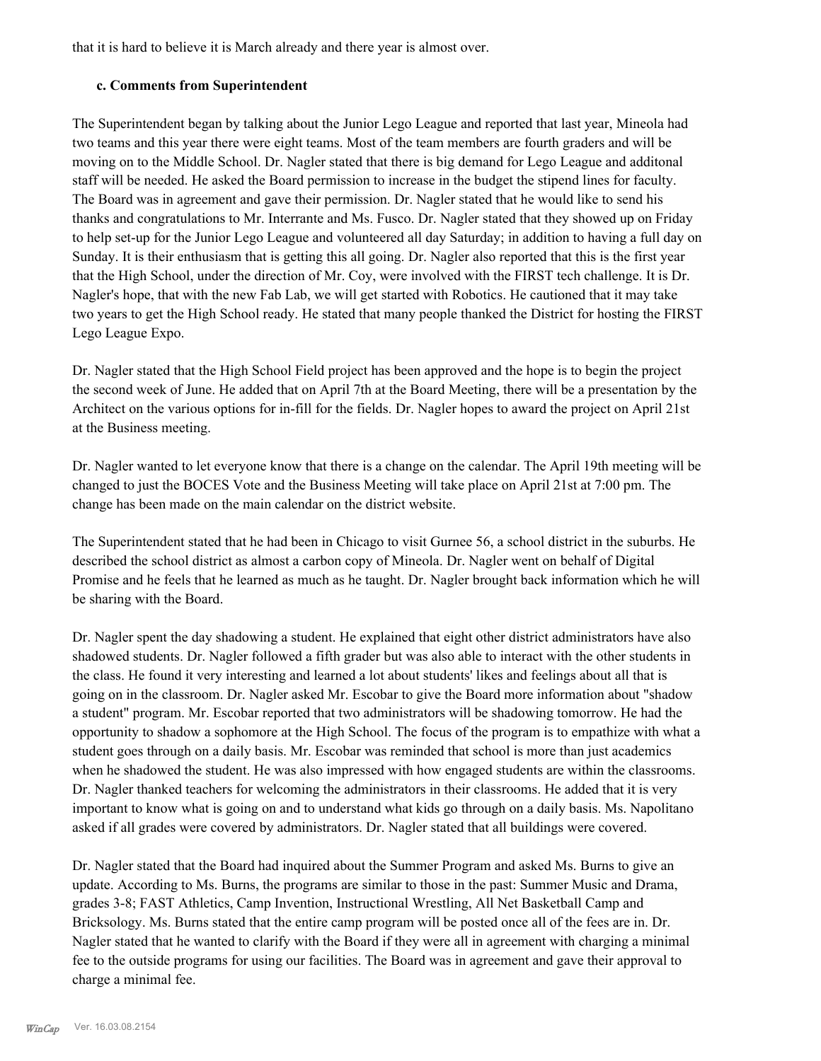that it is hard to believe it is March already and there year is almost over.

### c. Comments from Superintendent

The Superintendent began by talking about the Junior Lego League and reported that last year, Mineola had two teams and this year there were eight teams. Most of the team members are fourth graders and will be moving on to the Middle School. Dr. Nagler stated that there is big demand for Lego League and additonal staff will be needed. He asked the Board permission to increase in the budget the stipend lines for faculty. The Board was in agreement and gave their permission. Dr. Nagler stated that he would like to send his thanks and congratulations to Mr. Interrante and Ms. Fusco. Dr. Nagler stated that they showed up on Friday to help set-up for the Junior Lego League and volunteered all day Saturday; in addition to having a full day on Sunday. It is their enthusiasm that is getting this all going. Dr. Nagler also reported that this is the first year that the High School, under the direction of Mr. Coy, were involved with the FIRST tech challenge. It is Dr. Nagler's hope, that with the new Fab Lab, we will get started with Robotics. He cautioned that it may take two years to get the High School ready. He stated that many people thanked the District for hosting the FIRST Lego League Expo.

Dr. Nagler stated that the High School Field project has been approved and the hope is to begin the project the second week of June. He added that on April 7th at the Board Meeting, there will be a presentation by the Architect on the various options for in-fill for the fields. Dr. Nagler hopes to award the project on April 21st at the Business meeting.

Dr. Nagler wanted to let everyone know that there is a change on the calendar. The April 19th meeting will be changed to just the BOCES Vote and the Business Meeting will take place on April 21st at 7:00 pm. The change has been made on the main calendar on the district website.

The Superintendent stated that he had been in Chicago to visit Gurnee 56, a school district in the suburbs. He described the school district as almost a carbon copy of Mineola. Dr. Nagler went on behalf of Digital Promise and he feels that he learned as much as he taught. Dr. Nagler brought back information which he will be sharing with the Board.

Dr. Nagler spent the day shadowing a student. He explained that eight other district administrators have also shadowed students. Dr. Nagler followed a fifth grader but was also able to interact with the other students in the class. He found it very interesting and learned a lot about students' likes and feelings about all that is going on in the classroom. Dr. Nagler asked Mr. Escobar to give the Board more information about "shadow a student" program. Mr. Escobar reported that two administrators will be shadowing tomorrow. He had the opportunity to shadow a sophomore at the High School. The focus of the program is to empathize with what a student goes through on a daily basis. Mr. Escobar was reminded that school is more than just academics when he shadowed the student. He was also impressed with how engaged students are within the classrooms. Dr. Nagler thanked teachers for welcoming the administrators in their classrooms. He added that it is very important to know what is going on and to understand what kids go through on a daily basis. Ms. Napolitano asked if all grades were covered by administrators. Dr. Nagler stated that all buildings were covered.

Dr. Nagler stated that the Board had inquired about the Summer Program and asked Ms. Burns to give an update. According to Ms. Burns, the programs are similar to those in the past: Summer Music and Drama, grades 3-8; FAST Athletics, Camp Invention, Instructional Wrestling, All Net Basketball Camp and Bricksology. Ms. Burns stated that the entire camp program will be posted once all of the fees are in. Dr. Nagler stated that he wanted to clarify with the Board if they were all in agreement with charging a minimal fee to the outside programs for using our facilities. The Board was in agreement and gave their approval to charge a minimal fee.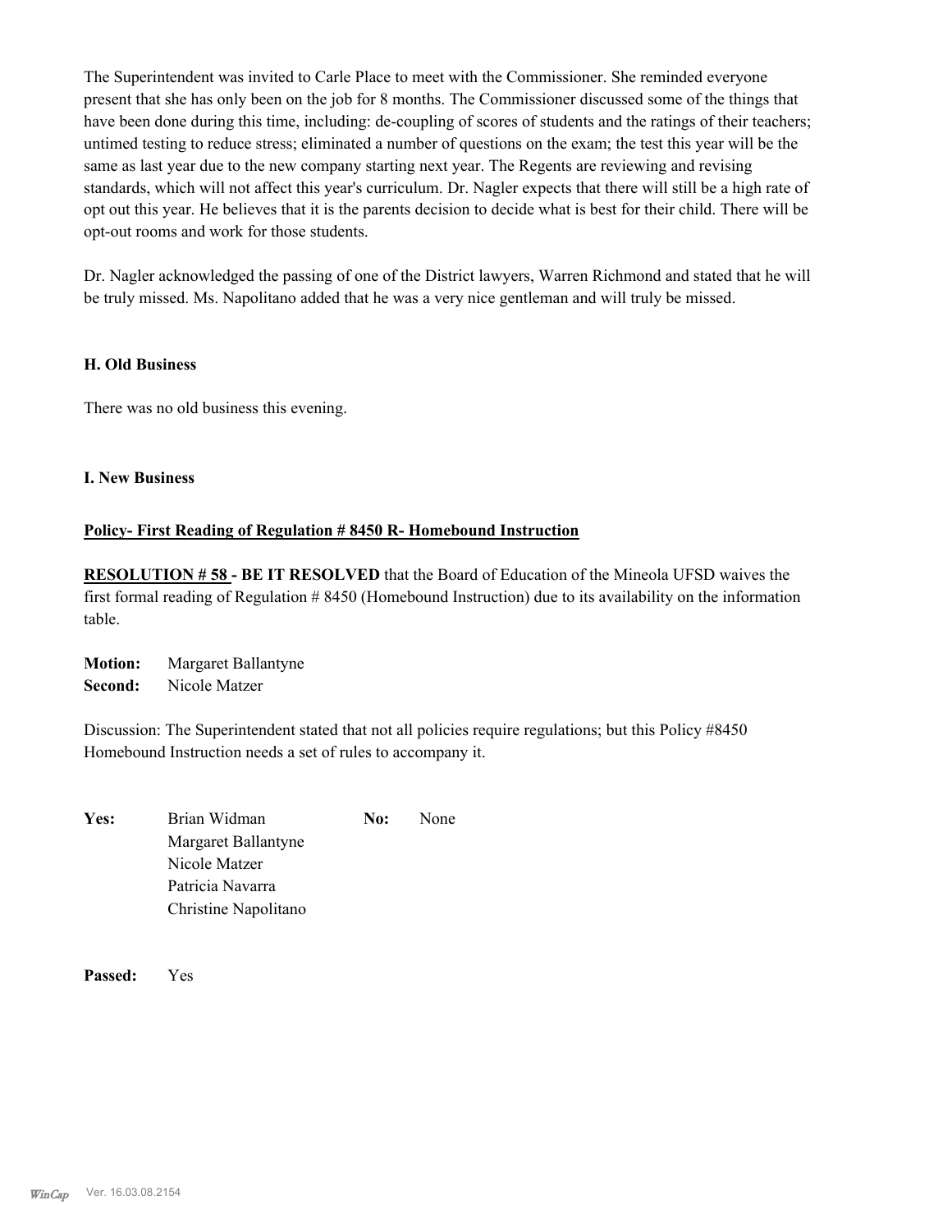The Superintendent was invited to Carle Place to meet with the Commissioner. She reminded everyone present that she has only been on the job for 8 months. The Commissioner discussed some of the things that have been done during this time, including: de-coupling of scores of students and the ratings of their teachers; untimed testing to reduce stress; eliminated a number of questions on the exam; the test this year will be the same as last year due to the new company starting next year. The Regents are reviewing and revising standards, which will not affect this year's curriculum. Dr. Nagler expects that there will still be a high rate of opt out this year. He believes that it is the parents decision to decide what is best for their child. There will be opt-out rooms and work for those students.

Dr. Nagler acknowledged the passing of one of the District lawyers, Warren Richmond and stated that he will be truly missed. Ms. Napolitano added that he was a very nice gentleman and will truly be missed.

## H. Old Business

There was no old business this evening.

## I. New Business

**Policy- First Reading of Regulation # 8450 R- Homebound Instruction**

**RESOLUTION # 58 - BE IT RESOLVED** that the Board of Education of the Mineola UFSD waives the first formal reading of Regulation # 8450 (Homebound Instruction) due to its availability on the information table.

**Motion:** Margaret Ballantyne
**Second:** Nicole Matzer

Discussion: The Superintendent stated that not all policies require regulations; but this Policy #8450 Homebound Instruction needs a set of rules to accompany it.

**Yes:** Brian Widman, Margaret Ballantyne, Nicole Matzer, Patricia Navarra, Christine Napolitano

**No:** None

**Passed:** Yes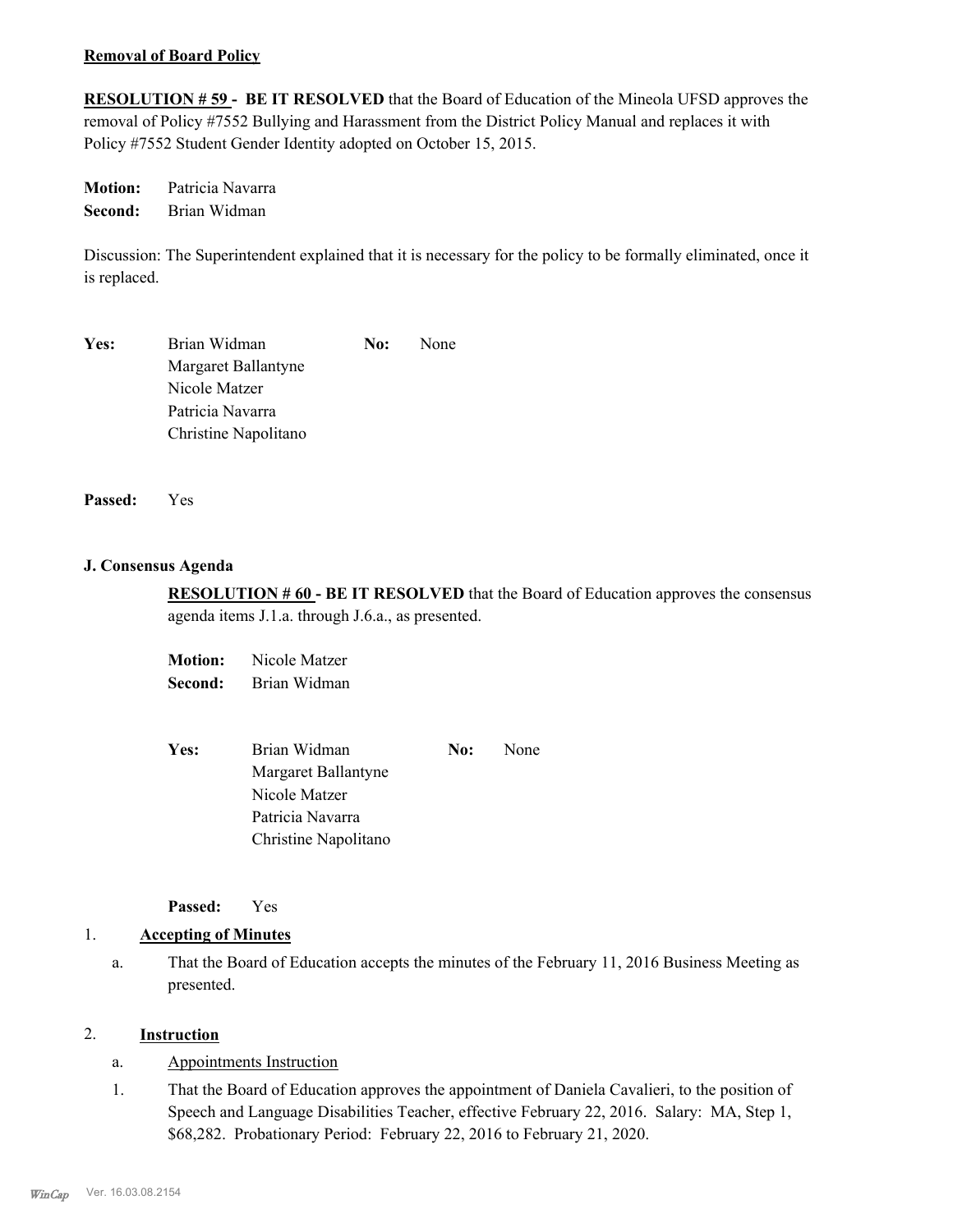**Removal of Board Policy**

**RESOLUTION # 59 - BE IT RESOLVED** that the Board of Education of the Mineola UFSD approves the removal of Policy #7552 Bullying and Harassment from the District Policy Manual and replaces it with Policy #7552 Student Gender Identity adopted on October 15, 2015.

**Motion:** Patricia Navarra
**Second:** Brian Widman

Discussion: The Superintendent explained that it is necessary for the policy to be formally eliminated, once it is replaced.

**Yes:** Brian Widman
Margaret Ballantyne
Nicole Matzer
Patricia Navarra
Christine Napolitano

**No:** None

**Passed:** Yes

**J. Consensus Agenda**

**RESOLUTION # 60 - BE IT RESOLVED** that the Board of Education approves the consensus agenda items J.1.a. through J.6.a., as presented.

**Motion:** Nicole Matzer
**Second:** Brian Widman

**Yes:** Brian Widman
Margaret Ballantyne
Nicole Matzer
Patricia Navarra
Christine Napolitano

**No:** None

**Passed:** Yes

1. **Accepting of Minutes**

   a. That the Board of Education accepts the minutes of the February 11, 2016 Business Meeting as presented.

2. **Instruction**

   a. Appointments Instruction

   1. That the Board of Education approves the appointment of Daniela Cavalieri, to the position of Speech and Language Disabilities Teacher, effective February 22, 2016. Salary: MA, Step 1, $68,282. Probationary Period: February 22, 2016 to February 21, 2020.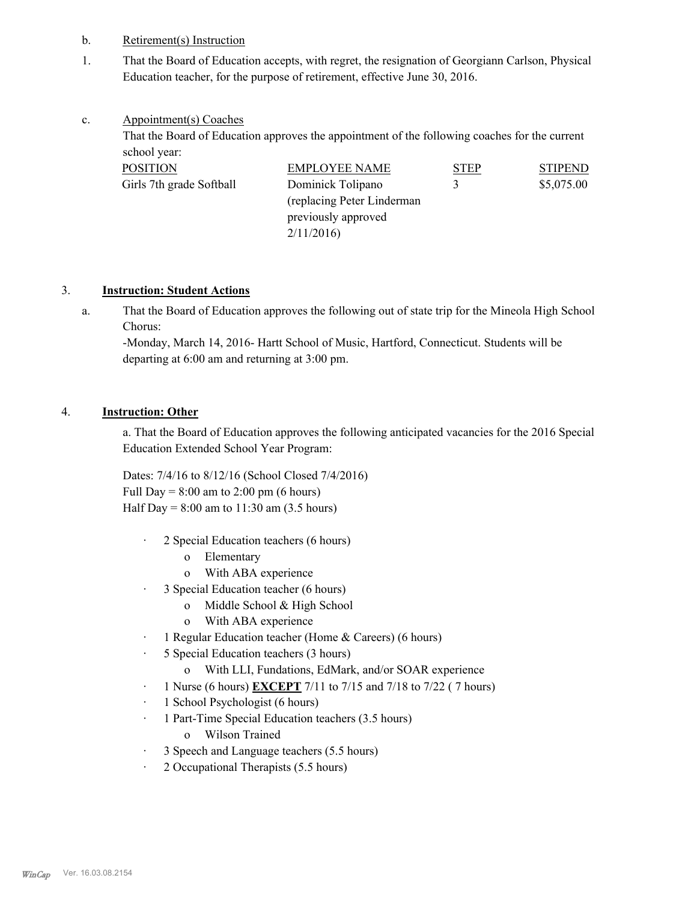b. Retirement(s) Instruction

1. That the Board of Education accepts, with regret, the resignation of Georgiann Carlson, Physical Education teacher, for the purpose of retirement, effective June 30, 2016.

c. Appointment(s) Coaches

That the Board of Education approves the appointment of the following coaches for the current school year:

| POSITION | EMPLOYEE NAME | STEP | STIPEND |
|---|---|---|---|
| Girls 7th grade Softball | Dominick Tolipano (replacing Peter Linderman previously approved 2/11/2016) | 3 | $5,075.00 |

## 3. Instruction: Student Actions

a. That the Board of Education approves the following out of state trip for the Mineola High School Chorus:

-Monday, March 14, 2016- Hartt School of Music, Hartford, Connecticut. Students will be departing at 6:00 am and returning at 3:00 pm.

## 4. Instruction: Other

a. That the Board of Education approves the following anticipated vacancies for the 2016 Special Education Extended School Year Program:

Dates: 7/4/16 to 8/12/16 (School Closed 7/4/2016)
Full Day = 8:00 am to 2:00 pm (6 hours)
Half Day = 8:00 am to 11:30 am (3.5 hours)

- 2 Special Education teachers (6 hours)
  - Elementary
  - With ABA experience
- 3 Special Education teacher (6 hours)
  - Middle School & High School
  - With ABA experience
- 1 Regular Education teacher (Home & Careers) (6 hours)
- 5 Special Education teachers (3 hours)
  - With LLI, Fundations, EdMark, and/or SOAR experience
- 1 Nurse (6 hours) **EXCEPT** 7/11 to 7/15 and 7/18 to 7/22 ( 7 hours)
- 1 School Psychologist (6 hours)
- 1 Part-Time Special Education teachers (3.5 hours)
  - Wilson Trained
- 3 Speech and Language teachers (5.5 hours)
- 2 Occupational Therapists (5.5 hours)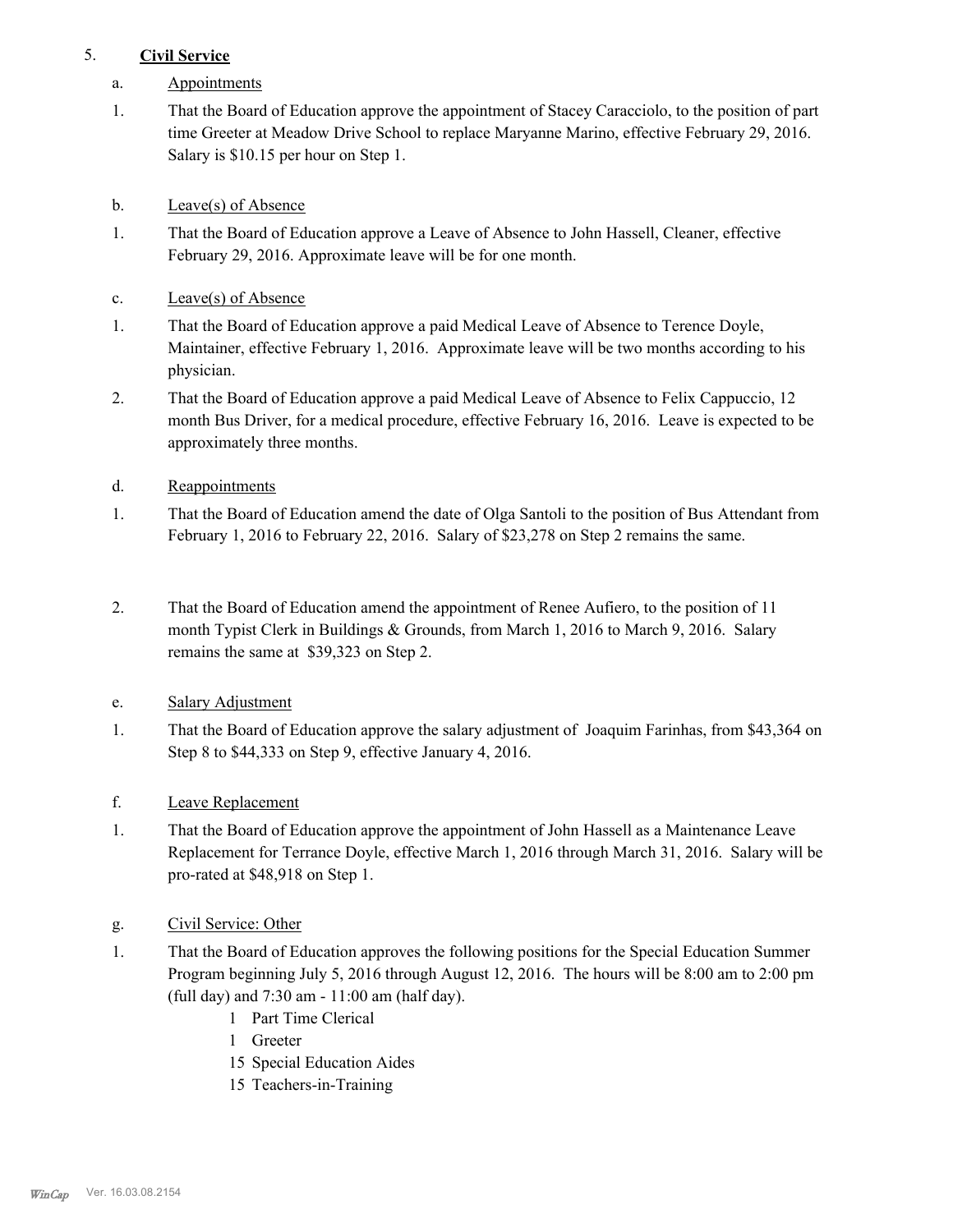5. **Civil Service**

a. Appointments

1. That the Board of Education approve the appointment of Stacey Caracciolo, to the position of part time Greeter at Meadow Drive School to replace Maryanne Marino, effective February 29, 2016. Salary is $10.15 per hour on Step 1.

b. Leave(s) of Absence

1. That the Board of Education approve a Leave of Absence to John Hassell, Cleaner, effective February 29, 2016. Approximate leave will be for one month.

c. Leave(s) of Absence

1. That the Board of Education approve a paid Medical Leave of Absence to Terence Doyle, Maintainer, effective February 1, 2016. Approximate leave will be two months according to his physician.

2. That the Board of Education approve a paid Medical Leave of Absence to Felix Cappuccio, 12 month Bus Driver, for a medical procedure, effective February 16, 2016. Leave is expected to be approximately three months.

d. Reappointments

1. That the Board of Education amend the date of Olga Santoli to the position of Bus Attendant from February 1, 2016 to February 22, 2016. Salary of $23,278 on Step 2 remains the same.

2. That the Board of Education amend the appointment of Renee Aufiero, to the position of 11 month Typist Clerk in Buildings & Grounds, from March 1, 2016 to March 9, 2016. Salary remains the same at $39,323 on Step 2.

e. Salary Adjustment

1. That the Board of Education approve the salary adjustment of Joaquim Farinhas, from $43,364 on Step 8 to $44,333 on Step 9, effective January 4, 2016.

f. Leave Replacement

1. That the Board of Education approve the appointment of John Hassell as a Maintenance Leave Replacement for Terrance Doyle, effective March 1, 2016 through March 31, 2016. Salary will be pro-rated at $48,918 on Step 1.

g. Civil Service: Other

1. That the Board of Education approves the following positions for the Special Education Summer Program beginning July 5, 2016 through August 12, 2016. The hours will be 8:00 am to 2:00 pm (full day) and 7:30 am - 11:00 am (half day).
   - 1 Part Time Clerical
   - 1 Greeter
   - 15 Special Education Aides
   - 15 Teachers-in-Training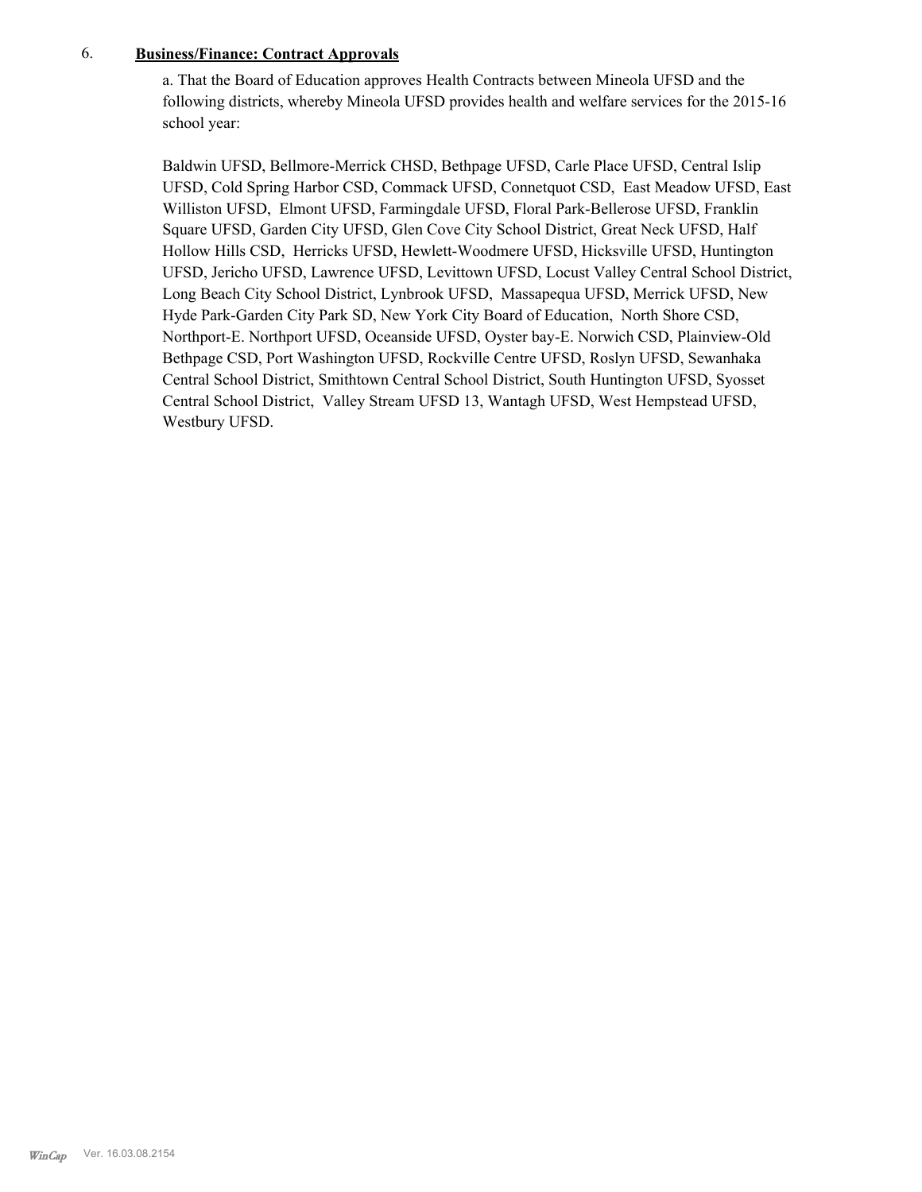6. **Business/Finance: Contract Approvals**

a. That the Board of Education approves Health Contracts between Mineola UFSD and the following districts, whereby Mineola UFSD provides health and welfare services for the 2015-16 school year:

Baldwin UFSD, Bellmore-Merrick CHSD, Bethpage UFSD, Carle Place UFSD, Central Islip UFSD, Cold Spring Harbor CSD, Commack UFSD, Connetquot CSD, East Meadow UFSD, East Williston UFSD, Elmont UFSD, Farmingdale UFSD, Floral Park-Bellerose UFSD, Franklin Square UFSD, Garden City UFSD, Glen Cove City School District, Great Neck UFSD, Half Hollow Hills CSD, Herricks UFSD, Hewlett-Woodmere UFSD, Hicksville UFSD, Huntington UFSD, Jericho UFSD, Lawrence UFSD, Levittown UFSD, Locust Valley Central School District, Long Beach City School District, Lynbrook UFSD, Massapequa UFSD, Merrick UFSD, New Hyde Park-Garden City Park SD, New York City Board of Education, North Shore CSD, Northport-E. Northport UFSD, Oceanside UFSD, Oyster bay-E. Norwich CSD, Plainview-Old Bethpage CSD, Port Washington UFSD, Rockville Centre UFSD, Roslyn UFSD, Sewanhaka Central School District, Smithtown Central School District, South Huntington UFSD, Syosset Central School District, Valley Stream UFSD 13, Wantagh UFSD, West Hempstead UFSD, Westbury UFSD.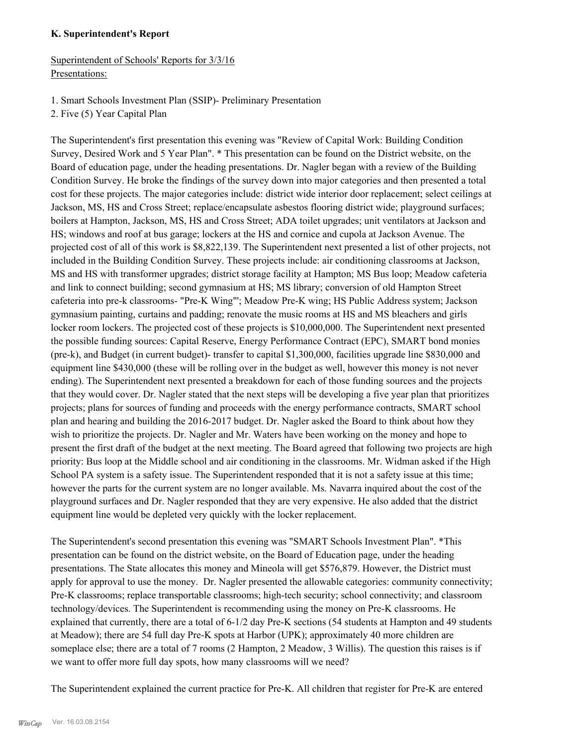**K. Superintendent's Report**

Superintendent of Schools' Reports for 3/3/16
Presentations:

1. Smart Schools Investment Plan (SSIP)- Preliminary Presentation
2. Five (5) Year Capital Plan

The Superintendent's first presentation this evening was "Review of Capital Work: Building Condition Survey, Desired Work and 5 Year Plan". * This presentation can be found on the District website, on the Board of education page, under the heading presentations. Dr. Nagler began with a review of the Building Condition Survey. He broke the findings of the survey down into major categories and then presented a total cost for these projects. The major categories include: district wide interior door replacement; select ceilings at Jackson, MS, HS and Cross Street; replace/encapsulate asbestos flooring district wide; playground surfaces; boilers at Hampton, Jackson, MS, HS and Cross Street; ADA toilet upgrades; unit ventilators at Jackson and HS; windows and roof at bus garage; lockers at the HS and cornice and cupola at Jackson Avenue. The projected cost of all of this work is $8,822,139. The Superintendent next presented a list of other projects, not included in the Building Condition Survey. These projects include: air conditioning classrooms at Jackson, MS and HS with transformer upgrades; district storage facility at Hampton; MS Bus loop; Meadow cafeteria and link to connect building; second gymnasium at HS; MS library; conversion of old Hampton Street cafeteria into pre-k classrooms- "Pre-K Wing"'; Meadow Pre-K wing; HS Public Address system; Jackson gymnasium painting, curtains and padding; renovate the music rooms at HS and MS bleachers and girls locker room lockers. The projected cost of these projects is $10,000,000. The Superintendent next presented the possible funding sources: Capital Reserve, Energy Performance Contract (EPC), SMART bond monies (pre-k), and Budget (in current budget)- transfer to capital $1,300,000, facilities upgrade line $830,000 and equipment line $430,000 (these will be rolling over in the budget as well, however this money is not never ending). The Superintendent next presented a breakdown for each of those funding sources and the projects that they would cover. Dr. Nagler stated that the next steps will be developing a five year plan that prioritizes projects; plans for sources of funding and proceeds with the energy performance contracts, SMART school plan and hearing and building the 2016-2017 budget. Dr. Nagler asked the Board to think about how they wish to prioritize the projects. Dr. Nagler and Mr. Waters have been working on the money and hope to present the first draft of the budget at the next meeting. The Board agreed that following two projects are high priority: Bus loop at the Middle school and air conditioning in the classrooms. Mr. Widman asked if the High School PA system is a safety issue. The Superintendent responded that it is not a safety issue at this time; however the parts for the current system are no longer available. Ms. Navarra inquired about the cost of the playground surfaces and Dr. Nagler responded that they are very expensive. He also added that the district equipment line would be depleted very quickly with the locker replacement.

The Superintendent's second presentation this evening was "SMART Schools Investment Plan". *This presentation can be found on the district website, on the Board of Education page, under the heading presentations. The State allocates this money and Mineola will get $576,879. However, the District must apply for approval to use the money. Dr. Nagler presented the allowable categories: community connectivity; Pre-K classrooms; replace transportable classrooms; high-tech security; school connectivity; and classroom technology/devices. The Superintendent is recommending using the money on Pre-K classrooms. He explained that currently, there are a total of 6-1/2 day Pre-K sections (54 students at Hampton and 49 students at Meadow); there are 54 full day Pre-K spots at Harbor (UPK); approximately 40 more children are someplace else; there are a total of 7 rooms (2 Hampton, 2 Meadow, 3 Willis). The question this raises is if we want to offer more full day spots, how many classrooms will we need?

The Superintendent explained the current practice for Pre-K. All children that register for Pre-K are entered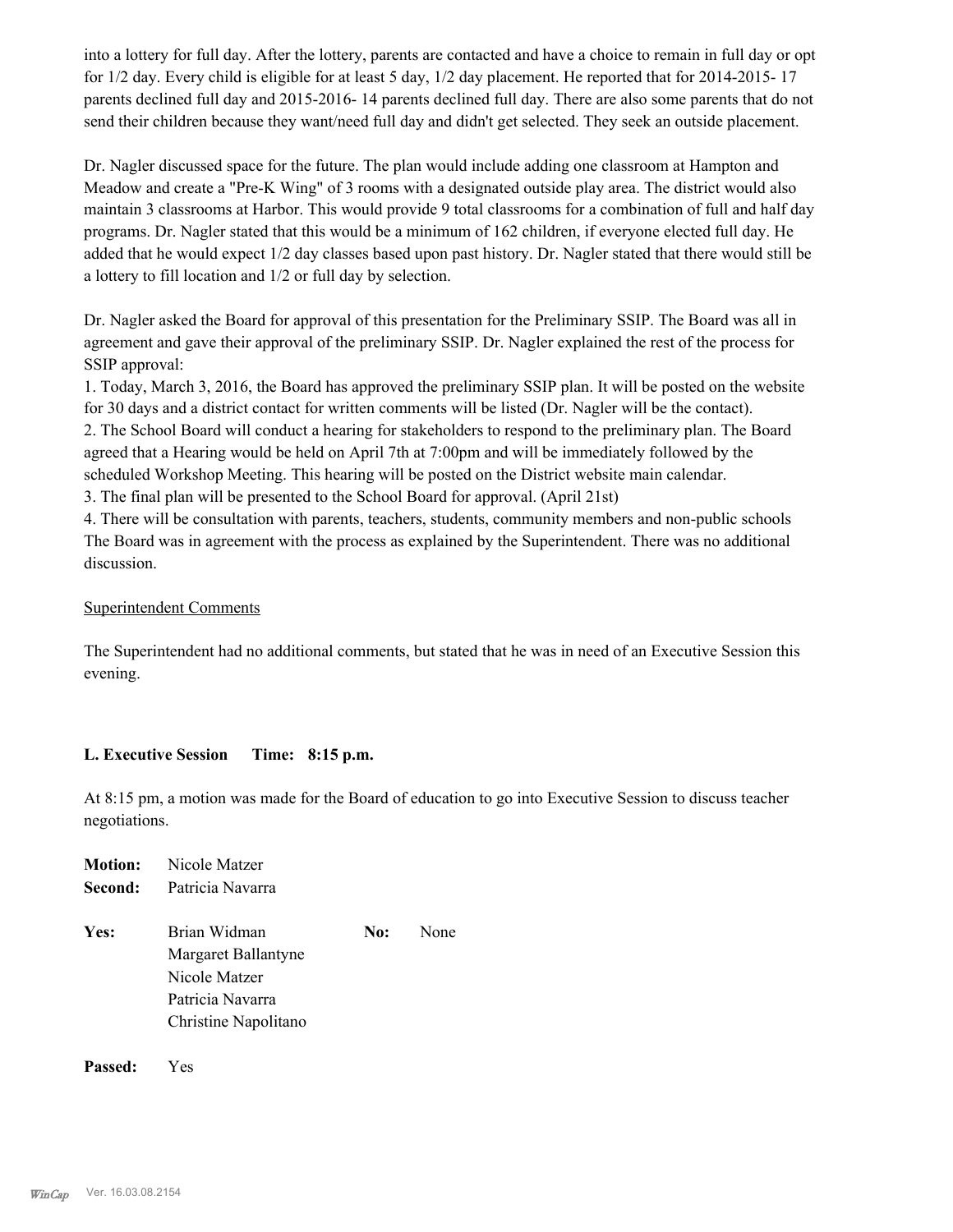into a lottery for full day. After the lottery, parents are contacted and have a choice to remain in full day or opt for 1/2 day. Every child is eligible for at least 5 day, 1/2 day placement. He reported that for 2014-2015- 17 parents declined full day and 2015-2016- 14 parents declined full day. There are also some parents that do not send their children because they want/need full day and didn't get selected. They seek an outside placement.

Dr. Nagler discussed space for the future. The plan would include adding one classroom at Hampton and Meadow and create a "Pre-K Wing" of 3 rooms with a designated outside play area. The district would also maintain 3 classrooms at Harbor. This would provide 9 total classrooms for a combination of full and half day programs. Dr. Nagler stated that this would be a minimum of 162 children, if everyone elected full day. He added that he would expect 1/2 day classes based upon past history. Dr. Nagler stated that there would still be a lottery to fill location and 1/2 or full day by selection.

Dr. Nagler asked the Board for approval of this presentation for the Preliminary SSIP. The Board was all in agreement and gave their approval of the preliminary SSIP. Dr. Nagler explained the rest of the process for SSIP approval:

1. Today, March 3, 2016, the Board has approved the preliminary SSIP plan. It will be posted on the website for 30 days and a district contact for written comments will be listed (Dr. Nagler will be the contact).
2. The School Board will conduct a hearing for stakeholders to respond to the preliminary plan. The Board agreed that a Hearing would be held on April 7th at 7:00pm and will be immediately followed by the scheduled Workshop Meeting. This hearing will be posted on the District website main calendar.
3. The final plan will be presented to the School Board for approval. (April 21st)
4. There will be consultation with parents, teachers, students, community members and non-public schools

The Board was in agreement with the process as explained by the Superintendent. There was no additional discussion.

Superintendent Comments

The Superintendent had no additional comments, but stated that he was in need of an Executive Session this evening.

**L. Executive Session Time: 8:15 p.m.**

At 8:15 pm, a motion was made for the Board of education to go into Executive Session to discuss teacher negotiations.

**Motion:** Nicole Matzer
**Second:** Patricia Navarra

**Yes:** Brian Widman
Margaret Ballantyne
Nicole Matzer
Patricia Navarra
Christine Napolitano

**No:** None

**Passed:** Yes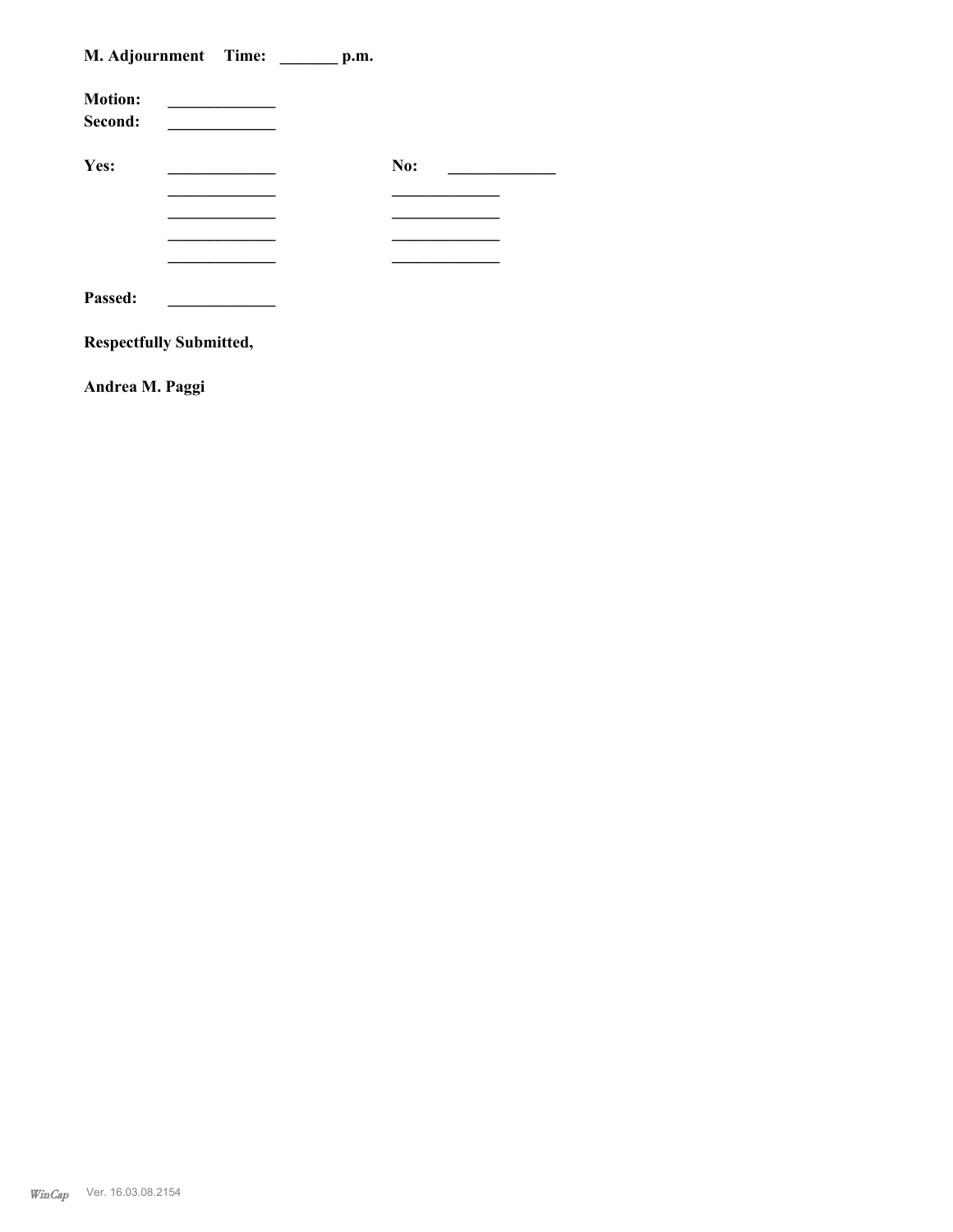**M. Adjournment Time: _______ p.m.**

**Motion:** _____________
**Second:** _____________

| | | | |
|---|---|---|---|
| **Yes:** | _____________ | **No:** | _____________ |
| | _____________ | | _____________ |
| | _____________ | | _____________ |
| | _____________ | | _____________ |
| | _____________ | | _____________ |

**Passed:** _____________

**Respectfully Submitted,**

**Andrea M. Paggi**

*WinCap* Ver. 16.03.08.2154